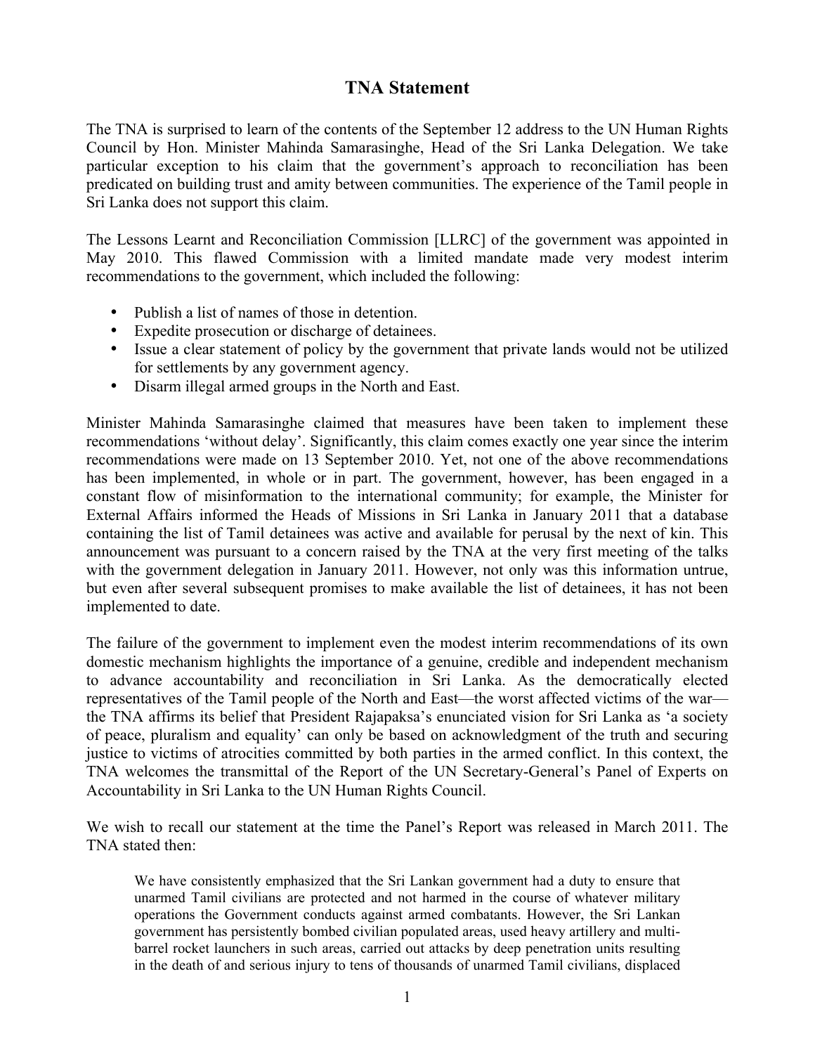# TNA Statement

The TNA is surprised to learn of the contents of the September 12 address to the UN Human Rights Council by Hon. Minister Mahinda Samarasinghe, Head of the Sri Lanka Delegation. We take particular exception to his claim that the government's approach to reconciliation has been predicated on building trust and amity between communities. The experience of the Tamil people in Sri Lanka does not support this claim.

The Lessons Learnt and Reconciliation Commission [LLRC] of the government was appointed in May 2010. This flawed Commission with a limited mandate made very modest interim recommendations to the government, which included the following:

- Publish a list of names of those in detention.
- Expedite prosecution or discharge of detainees.
- Issue a clear statement of policy by the government that private lands would not be utilized for settlements by any government agency.
- Disarm illegal armed groups in the North and East.

Minister Mahinda Samarasinghe claimed that measures have been taken to implement these recommendations 'without delay'. Significantly, this claim comes exactly one year since the interim recommendations were made on 13 September 2010. Yet, not one of the above recommendations has been implemented, in whole or in part. The government, however, has been engaged in a constant flow of misinformation to the international community; for example, the Minister for External Affairs informed the Heads of Missions in Sri Lanka in January 2011 that a database containing the list of Tamil detainees was active and available for perusal by the next of kin. This announcement was pursuant to a concern raised by the TNA at the very first meeting of the talks with the government delegation in January 2011. However, not only was this information untrue, but even after several subsequent promises to make available the list of detainees, it has not been implemented to date.

The failure of the government to implement even the modest interim recommendations of its own domestic mechanism highlights the importance of a genuine, credible and independent mechanism to advance accountability and reconciliation in Sri Lanka. As the democratically elected representatives of the Tamil people of the North and East—the worst affected victims of the war—the TNA affirms its belief that President Rajapaksa's enunciated vision for Sri Lanka as 'a society of peace, pluralism and equality' can only be based on acknowledgment of the truth and securing justice to victims of atrocities committed by both parties in the armed conflict. In this context, the TNA welcomes the transmittal of the Report of the UN Secretary-General's Panel of Experts on Accountability in Sri Lanka to the UN Human Rights Council.

We wish to recall our statement at the time the Panel's Report was released in March 2011. The TNA stated then:

> We have consistently emphasized that the Sri Lankan government had a duty to ensure that unarmed Tamil civilians are protected and not harmed in the course of whatever military operations the Government conducts against armed combatants. However, the Sri Lankan government has persistently bombed civilian populated areas, used heavy artillery and multi-barrel rocket launchers in such areas, carried out attacks by deep penetration units resulting in the death of and serious injury to tens of thousands of unarmed Tamil civilians, displaced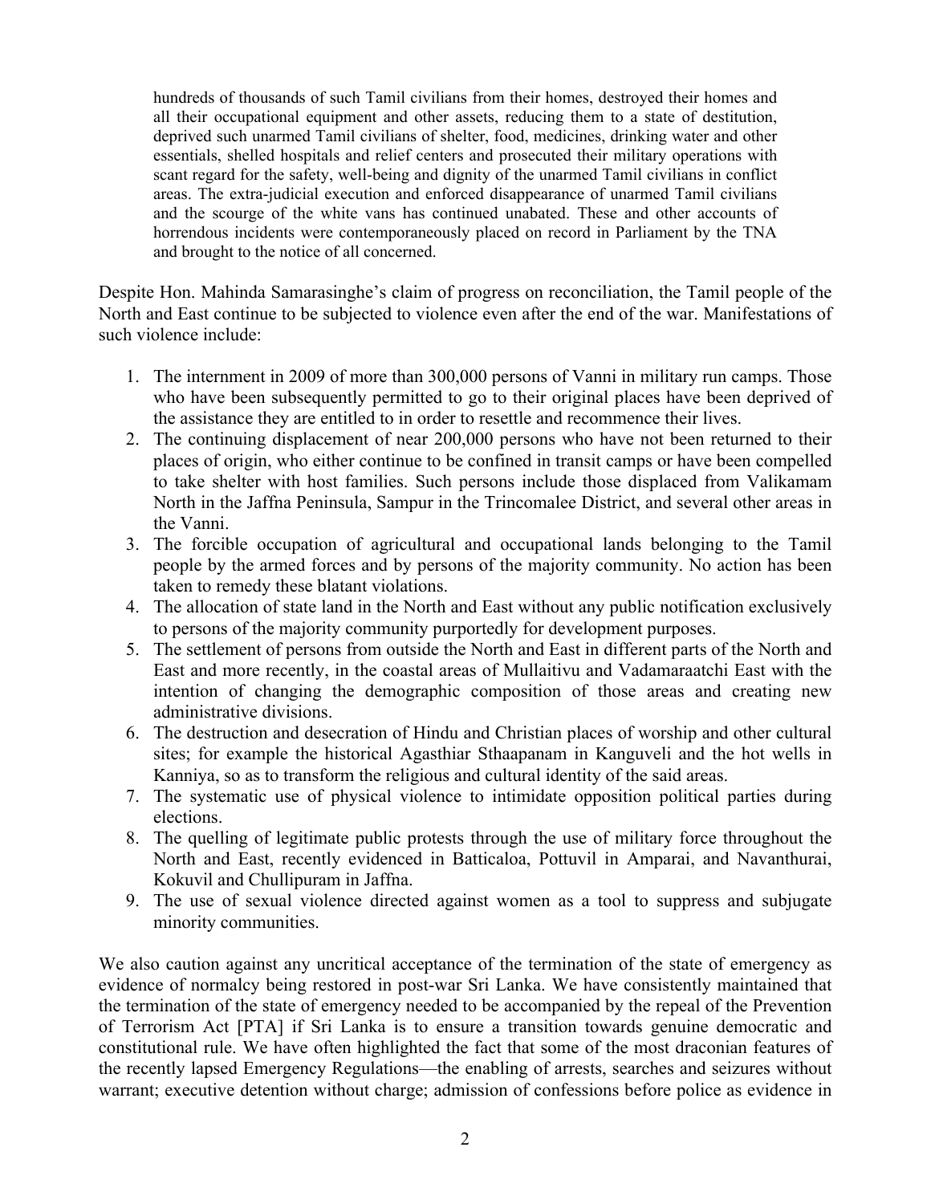> hundreds of thousands of such Tamil civilians from their homes, destroyed their homes and all their occupational equipment and other assets, reducing them to a state of destitution, deprived such unarmed Tamil civilians of shelter, food, medicines, drinking water and other essentials, shelled hospitals and relief centers and prosecuted their military operations with scant regard for the safety, well-being and dignity of the unarmed Tamil civilians in conflict areas. The extra-judicial execution and enforced disappearance of unarmed Tamil civilians and the scourge of the white vans has continued unabated. These and other accounts of horrendous incidents were contemporaneously placed on record in Parliament by the TNA and brought to the notice of all concerned.

Despite Hon. Mahinda Samarasinghe's claim of progress on reconciliation, the Tamil people of the North and East continue to be subjected to violence even after the end of the war. Manifestations of such violence include:

1. The internment in 2009 of more than 300,000 persons of Vanni in military run camps. Those who have been subsequently permitted to go to their original places have been deprived of the assistance they are entitled to in order to resettle and recommence their lives.
2. The continuing displacement of near 200,000 persons who have not been returned to their places of origin, who either continue to be confined in transit camps or have been compelled to take shelter with host families. Such persons include those displaced from Valikamam North in the Jaffna Peninsula, Sampur in the Trincomalee District, and several other areas in the Vanni.
3. The forcible occupation of agricultural and occupational lands belonging to the Tamil people by the armed forces and by persons of the majority community. No action has been taken to remedy these blatant violations.
4. The allocation of state land in the North and East without any public notification exclusively to persons of the majority community purportedly for development purposes.
5. The settlement of persons from outside the North and East in different parts of the North and East and more recently, in the coastal areas of Mullaitivu and Vadamaraatchi East with the intention of changing the demographic composition of those areas and creating new administrative divisions.
6. The destruction and desecration of Hindu and Christian places of worship and other cultural sites; for example the historical Agasthiar Sthaapanam in Kanguveli and the hot wells in Kanniya, so as to transform the religious and cultural identity of the said areas.
7. The systematic use of physical violence to intimidate opposition political parties during elections.
8. The quelling of legitimate public protests through the use of military force throughout the North and East, recently evidenced in Batticaloa, Pottuvil in Amparai, and Navanthurai, Kokuvil and Chullipuram in Jaffna.
9. The use of sexual violence directed against women as a tool to suppress and subjugate minority communities.

We also caution against any uncritical acceptance of the termination of the state of emergency as evidence of normalcy being restored in post-war Sri Lanka. We have consistently maintained that the termination of the state of emergency needed to be accompanied by the repeal of the Prevention of Terrorism Act [PTA] if Sri Lanka is to ensure a transition towards genuine democratic and constitutional rule. We have often highlighted the fact that some of the most draconian features of the recently lapsed Emergency Regulations—the enabling of arrests, searches and seizures without warrant; executive detention without charge; admission of confessions before police as evidence in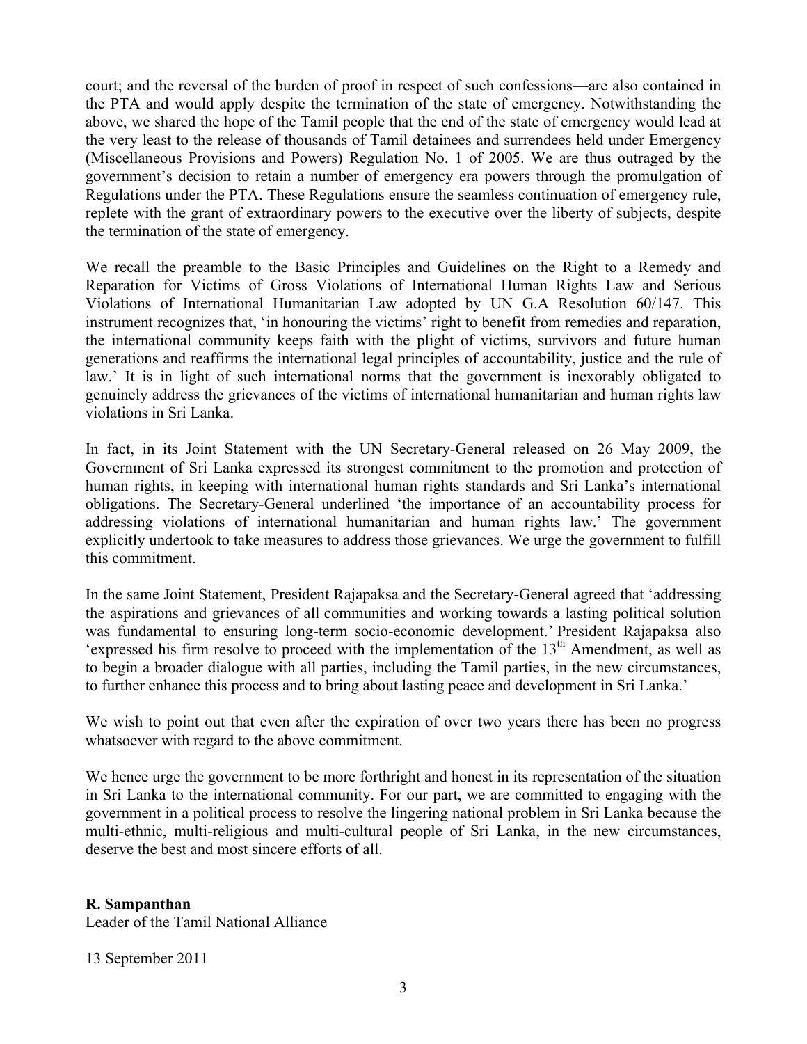court; and the reversal of the burden of proof in respect of such confessions—are also contained in the PTA and would apply despite the termination of the state of emergency. Notwithstanding the above, we shared the hope of the Tamil people that the end of the state of emergency would lead at the very least to the release of thousands of Tamil detainees and surrendees held under Emergency (Miscellaneous Provisions and Powers) Regulation No. 1 of 2005. We are thus outraged by the government's decision to retain a number of emergency era powers through the promulgation of Regulations under the PTA. These Regulations ensure the seamless continuation of emergency rule, replete with the grant of extraordinary powers to the executive over the liberty of subjects, despite the termination of the state of emergency.

We recall the preamble to the Basic Principles and Guidelines on the Right to a Remedy and Reparation for Victims of Gross Violations of International Human Rights Law and Serious Violations of International Humanitarian Law adopted by UN G.A Resolution 60/147. This instrument recognizes that, 'in honouring the victims' right to benefit from remedies and reparation, the international community keeps faith with the plight of victims, survivors and future human generations and reaffirms the international legal principles of accountability, justice and the rule of law.' It is in light of such international norms that the government is inexorably obligated to genuinely address the grievances of the victims of international humanitarian and human rights law violations in Sri Lanka.

In fact, in its Joint Statement with the UN Secretary-General released on 26 May 2009, the Government of Sri Lanka expressed its strongest commitment to the promotion and protection of human rights, in keeping with international human rights standards and Sri Lanka's international obligations. The Secretary-General underlined 'the importance of an accountability process for addressing violations of international humanitarian and human rights law.' The government explicitly undertook to take measures to address those grievances. We urge the government to fulfill this commitment.

In the same Joint Statement, President Rajapaksa and the Secretary-General agreed that 'addressing the aspirations and grievances of all communities and working towards a lasting political solution was fundamental to ensuring long-term socio-economic development.' President Rajapaksa also 'expressed his firm resolve to proceed with the implementation of the 13th Amendment, as well as to begin a broader dialogue with all parties, including the Tamil parties, in the new circumstances, to further enhance this process and to bring about lasting peace and development in Sri Lanka.'

We wish to point out that even after the expiration of over two years there has been no progress whatsoever with regard to the above commitment.

We hence urge the government to be more forthright and honest in its representation of the situation in Sri Lanka to the international community. For our part, we are committed to engaging with the government in a political process to resolve the lingering national problem in Sri Lanka because the multi-ethnic, multi-religious and multi-cultural people of Sri Lanka, in the new circumstances, deserve the best and most sincere efforts of all.

**R. Sampanthan**
Leader of the Tamil National Alliance

13 September 2011